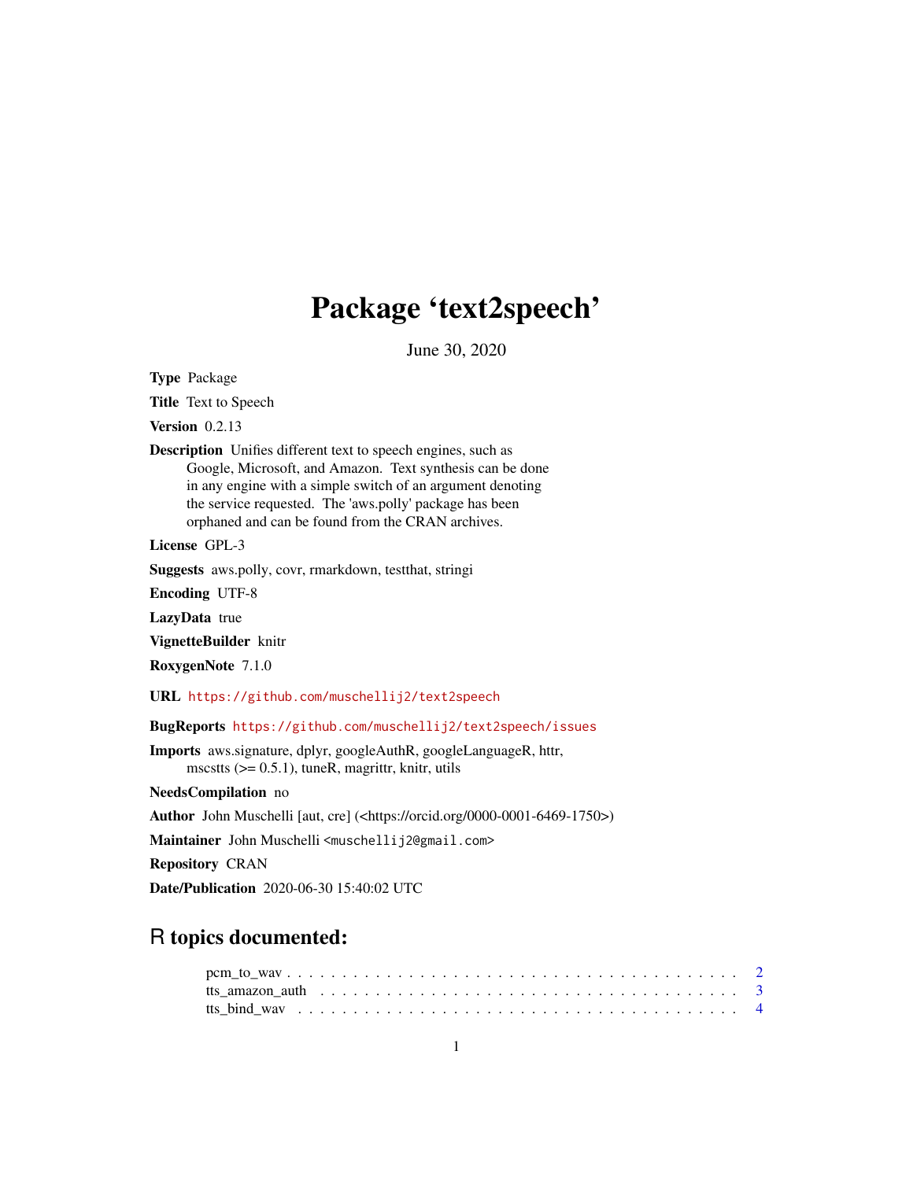# Package 'text2speech'

June 30, 2020

**Type** Package

**Title** Text to Speech

**Version** 0.2.13

**Description** Unifies different text to speech engines, such as Google, Microsoft, and Amazon. Text synthesis can be done in any engine with a simple switch of an argument denoting the service requested. The 'aws.polly' package has been orphaned and can be found from the CRAN archives.

**License** GPL-3

**Suggests** aws.polly, covr, rmarkdown, testthat, stringi

**Encoding** UTF-8

**LazyData** true

**VignetteBuilder** knitr

**RoxygenNote** 7.1.0

**URL** https://github.com/muschellij2/text2speech

**BugReports** https://github.com/muschellij2/text2speech/issues

**Imports** aws.signature, dplyr, googleAuthR, googleLanguageR, httr, mscstts (>= 0.5.1), tuneR, magrittr, knitr, utils

**NeedsCompilation** no

**Author** John Muschelli [aut, cre] (<https://orcid.org/0000-0001-6469-1750>)

**Maintainer** John Muschelli <muschellij2@gmail.com>

**Repository** CRAN

**Date/Publication** 2020-06-30 15:40:02 UTC

## R topics documented:

pcm_to_wav . . . . . . . . . . . . . . . . . . . . . . . . . . . . . . . . . . . . . . . 2
tts_amazon_auth . . . . . . . . . . . . . . . . . . . . . . . . . . . . . . . . . . . . 3
tts_bind_wav . . . . . . . . . . . . . . . . . . . . . . . . . . . . . . . . . . . . . . 4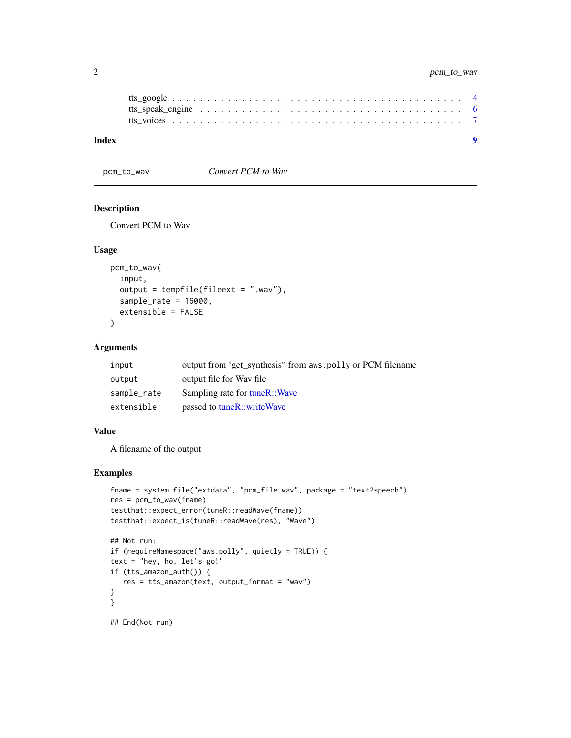tts_google . . . . . . . . . . . . . . . . . . . . . . . . . . . . . . . . . . . . . . 4
tts_speak_engine . . . . . . . . . . . . . . . . . . . . . . . . . . . . . . . . . . . 6
tts_voices . . . . . . . . . . . . . . . . . . . . . . . . . . . . . . . . . . . . . . 7

**Index** **9**

---

pcm_to_wav *Convert PCM to Wav*

---

## Description

Convert PCM to Wav

## Usage

```
pcm_to_wav(
  input,
  output = tempfile(fileext = ".wav"),
  sample_rate = 16000,
  extensible = FALSE
)
```

## Arguments

| | |
|---|---|
| input | output from 'get_synthesis" from aws.polly or PCM filename |
| output | output file for Wav file |
| sample_rate | Sampling rate for tuneR::Wave |
| extensible | passed to tuneR::writeWave |

## Value

A filename of the output

## Examples

```
fname = system.file("extdata", "pcm_file.wav", package = "text2speech")
res = pcm_to_wav(fname)
testthat::expect_error(tuneR::readWave(fname))
testthat::expect_is(tuneR::readWave(res), "Wave")

## Not run:
if (requireNamespace("aws.polly", quietly = TRUE)) {
text = "hey, ho, let's go!"
if (tts_amazon_auth()) {
   res = tts_amazon(text, output_format = "wav")
}
}

## End(Not run)
```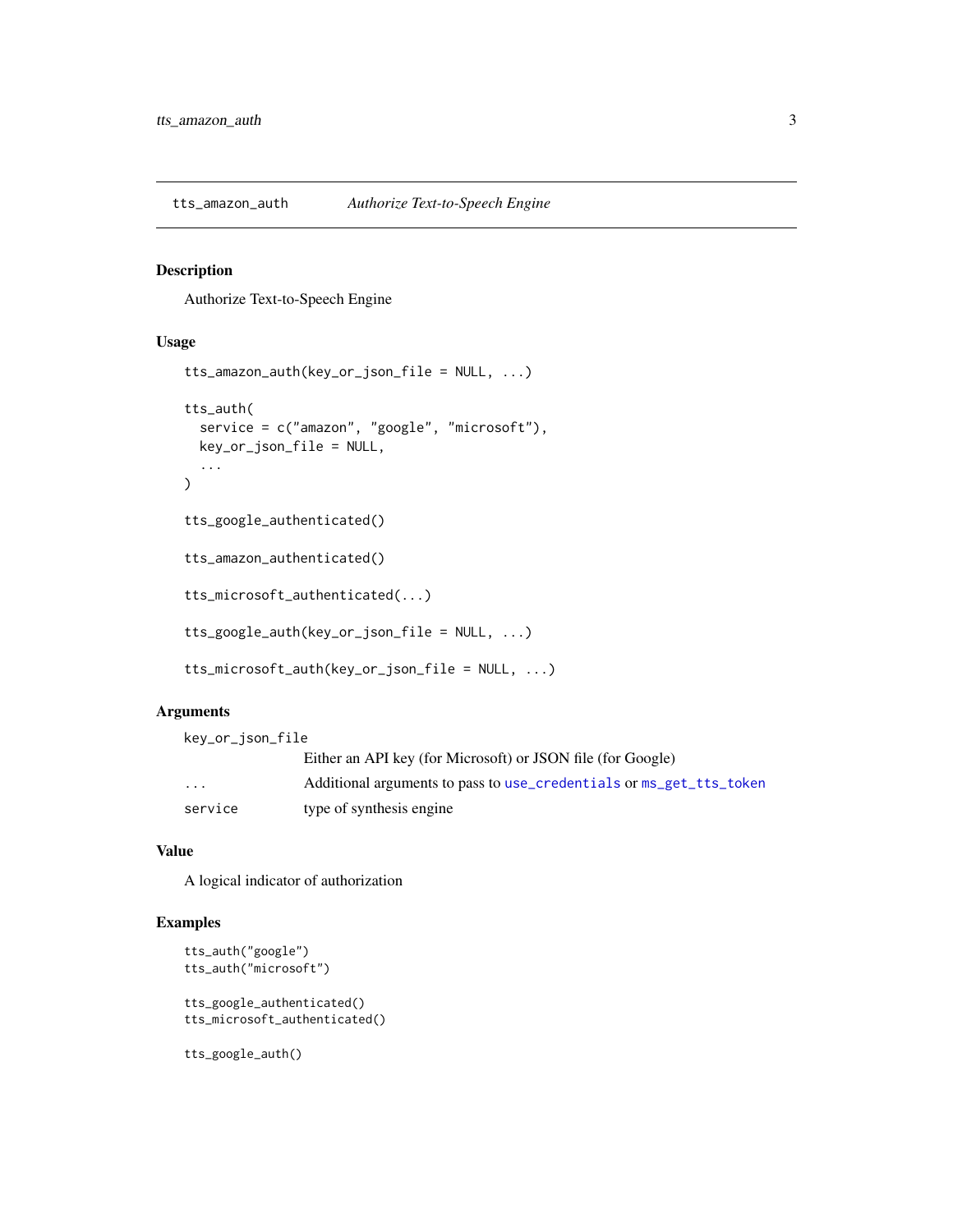## tts_amazon_auth — *Authorize Text-to-Speech Engine*

### Description

Authorize Text-to-Speech Engine

### Usage

```
tts_amazon_auth(key_or_json_file = NULL, ...)

tts_auth(
  service = c("amazon", "google", "microsoft"),
  key_or_json_file = NULL,
  ...
)

tts_google_authenticated()

tts_amazon_authenticated()

tts_microsoft_authenticated(...)

tts_google_auth(key_or_json_file = NULL, ...)

tts_microsoft_auth(key_or_json_file = NULL, ...)
```

### Arguments

| | |
|---|---|
| `key_or_json_file` | Either an API key (for Microsoft) or JSON file (for Google) |
| `...` | Additional arguments to pass to `use_credentials` or `ms_get_tts_token` |
| `service` | type of synthesis engine |

### Value

A logical indicator of authorization

### Examples

```
tts_auth("google")
tts_auth("microsoft")

tts_google_authenticated()
tts_microsoft_authenticated()

tts_google_auth()
```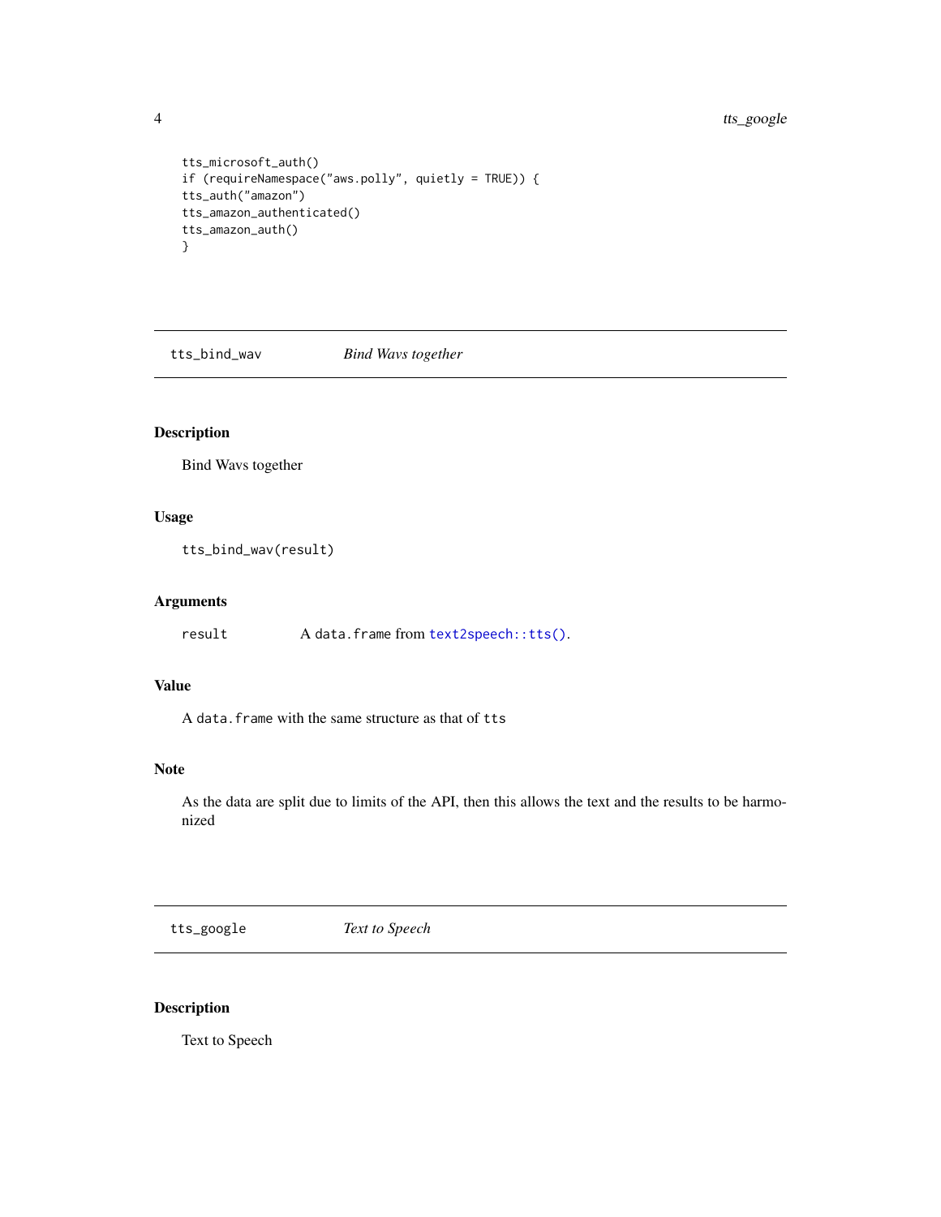```
tts_microsoft_auth()
if (requireNamespace("aws.polly", quietly = TRUE)) {
tts_auth("amazon")
tts_amazon_authenticated()
tts_amazon_auth()
}
```

## tts_bind_wav — *Bind Wavs together*

### Description

Bind Wavs together

### Usage

```
tts_bind_wav(result)
```

### Arguments

| | |
|---|---|
| result | A `data.frame` from `text2speech::tts()`. |

### Value

A `data.frame` with the same structure as that of `tts`

### Note

As the data are split due to limits of the API, then this allows the text and the results to be harmonized

## tts_google — *Text to Speech*

### Description

Text to Speech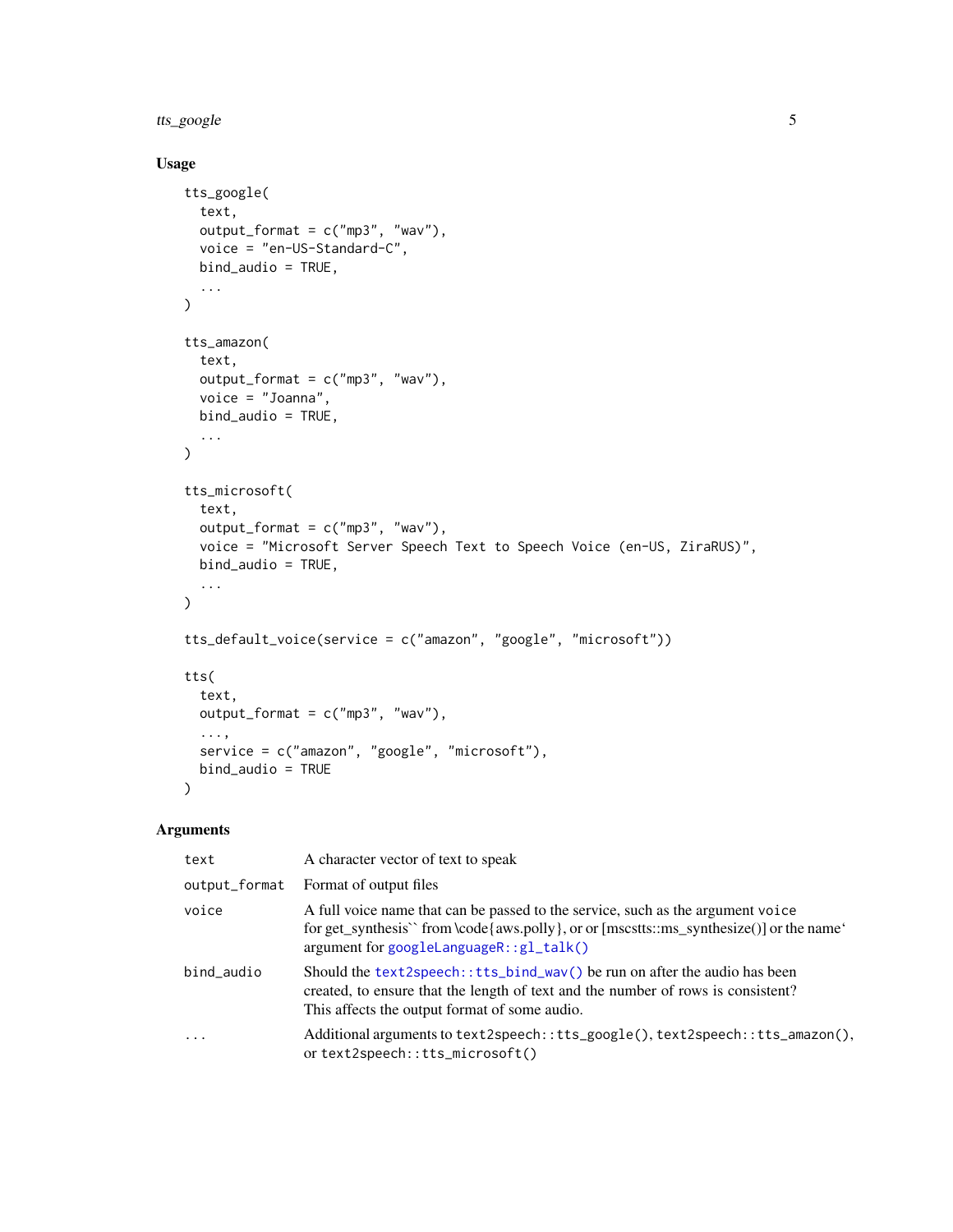## Usage

```
tts_google(
  text,
  output_format = c("mp3", "wav"),
  voice = "en-US-Standard-C",
  bind_audio = TRUE,
  ...
)

tts_amazon(
  text,
  output_format = c("mp3", "wav"),
  voice = "Joanna",
  bind_audio = TRUE,
  ...
)

tts_microsoft(
  text,
  output_format = c("mp3", "wav"),
  voice = "Microsoft Server Speech Text to Speech Voice (en-US, ZiraRUS)",
  bind_audio = TRUE,
  ...
)

tts_default_voice(service = c("amazon", "google", "microsoft"))

tts(
  text,
  output_format = c("mp3", "wav"),
  ...,
  service = c("amazon", "google", "microsoft"),
  bind_audio = TRUE
)
```

## Arguments

| | |
|---|---|
| `text` | A character vector of text to speak |
| `output_format` | Format of output files |
| `voice` | A full voice name that can be passed to the service, such as the argument `voice` for get_synthesis`` from \code{aws.polly}, or or [mscstts::ms_synthesize()] or the name' argument for `googleLanguageR::gl_talk()` |
| `bind_audio` | Should the `text2speech::tts_bind_wav()` be run on after the audio has been created, to ensure that the length of text and the number of rows is consistent? This affects the output format of some audio. |
| `...` | Additional arguments to `text2speech::tts_google()`, `text2speech::tts_amazon()`, or `text2speech::tts_microsoft()` |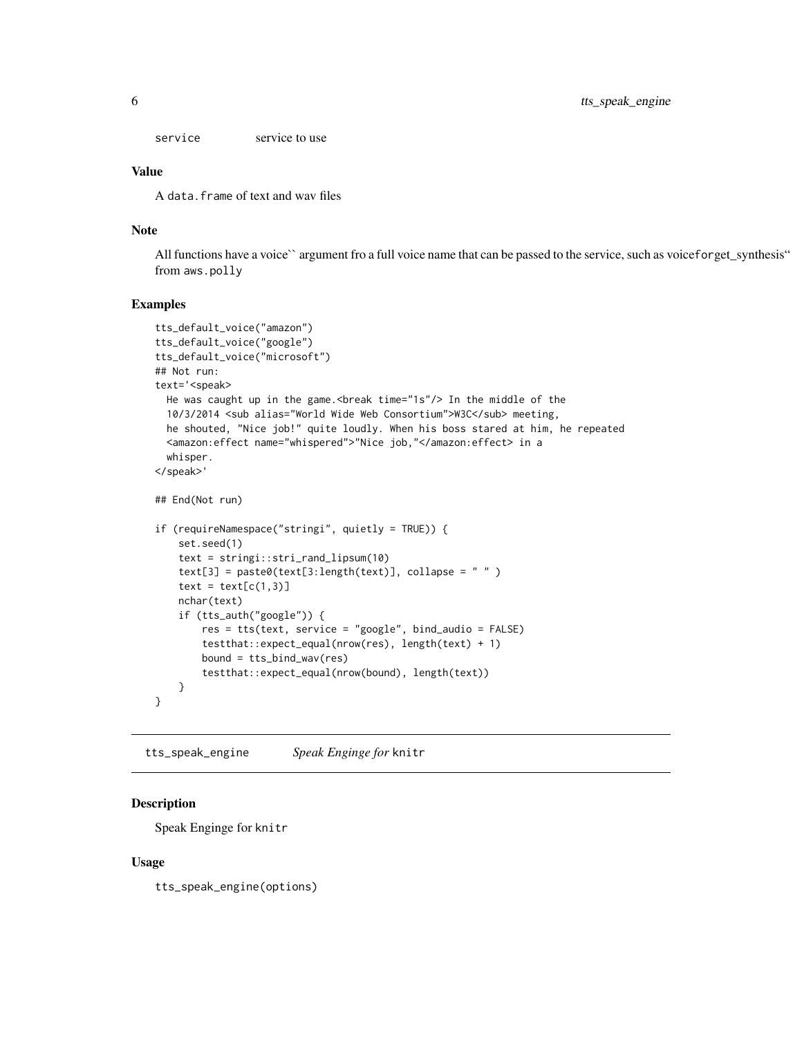service    service to use

### Value

A `data.frame` of text and wav files

### Note

All functions have a voice`` argument fro a full voice name that can be passed to the service, such as voiceforget_synthesis“ from `aws.polly`

### Examples

```
tts_default_voice("amazon")
tts_default_voice("google")
tts_default_voice("microsoft")
## Not run:
text='<speak>
  He was caught up in the game.<break time="1s"/> In the middle of the
  10/3/2014 <sub alias="World Wide Web Consortium">W3C</sub> meeting,
  he shouted, "Nice job!" quite loudly. When his boss stared at him, he repeated
  <amazon:effect name="whispered">"Nice job,"</amazon:effect> in a
  whisper.
</speak>'

## End(Not run)

if (requireNamespace("stringi", quietly = TRUE)) {
    set.seed(1)
    text = stringi::stri_rand_lipsum(10)
    text[3] = paste0(text[3:length(text)], collapse = " " )
    text = text[c(1,3)]
    nchar(text)
    if (tts_auth("google")) {
        res = tts(text, service = "google", bind_audio = FALSE)
        testthat::expect_equal(nrow(res), length(text) + 1)
        bound = tts_bind_wav(res)
        testthat::expect_equal(nrow(bound), length(text))
    }
}
```

---

## tts_speak_engine    *Speak Enginge for* knitr

### Description

Speak Enginge for `knitr`

### Usage

```
tts_speak_engine(options)
```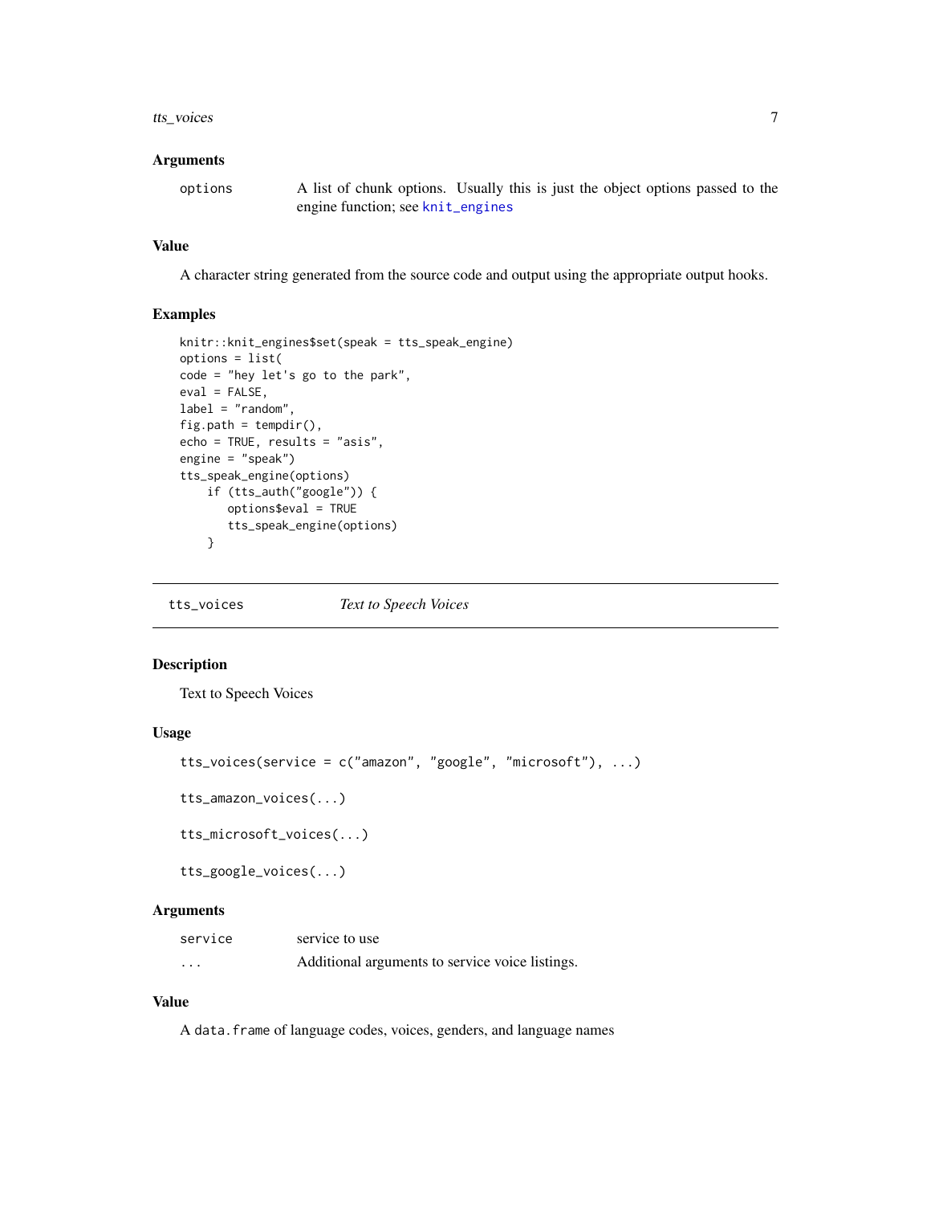### Arguments

| | |
|---|---|
| options | A list of chunk options. Usually this is just the object options passed to the engine function; see knit_engines |

### Value

A character string generated from the source code and output using the appropriate output hooks.

### Examples

```
knitr::knit_engines$set(speak = tts_speak_engine)
options = list(
code = "hey let's go to the park",
eval = FALSE,
label = "random",
fig.path = tempdir(),
echo = TRUE, results = "asis",
engine = "speak")
tts_speak_engine(options)
    if (tts_auth("google")) {
       options$eval = TRUE
       tts_speak_engine(options)
    }
```

---

## tts_voices *Text to Speech Voices*

### Description

Text to Speech Voices

### Usage

```
tts_voices(service = c("amazon", "google", "microsoft"), ...)

tts_amazon_voices(...)

tts_microsoft_voices(...)

tts_google_voices(...)
```

### Arguments

| | |
|---|---|
| service | service to use |
| ... | Additional arguments to service voice listings. |

### Value

A `data.frame` of language codes, voices, genders, and language names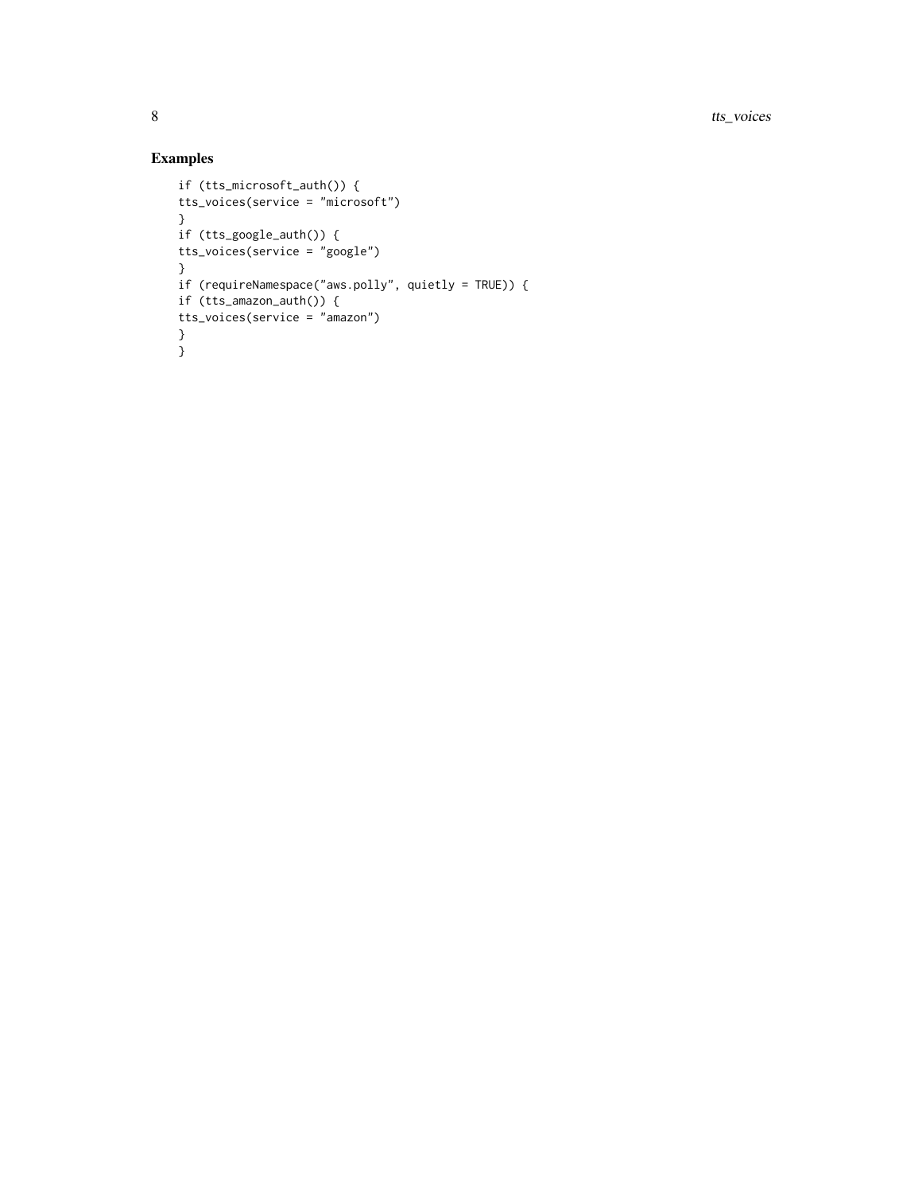## Examples

```
if (tts_microsoft_auth()) {
tts_voices(service = "microsoft")
}
if (tts_google_auth()) {
tts_voices(service = "google")
}
if (requireNamespace("aws.polly", quietly = TRUE)) {
if (tts_amazon_auth()) {
tts_voices(service = "amazon")
}
}
```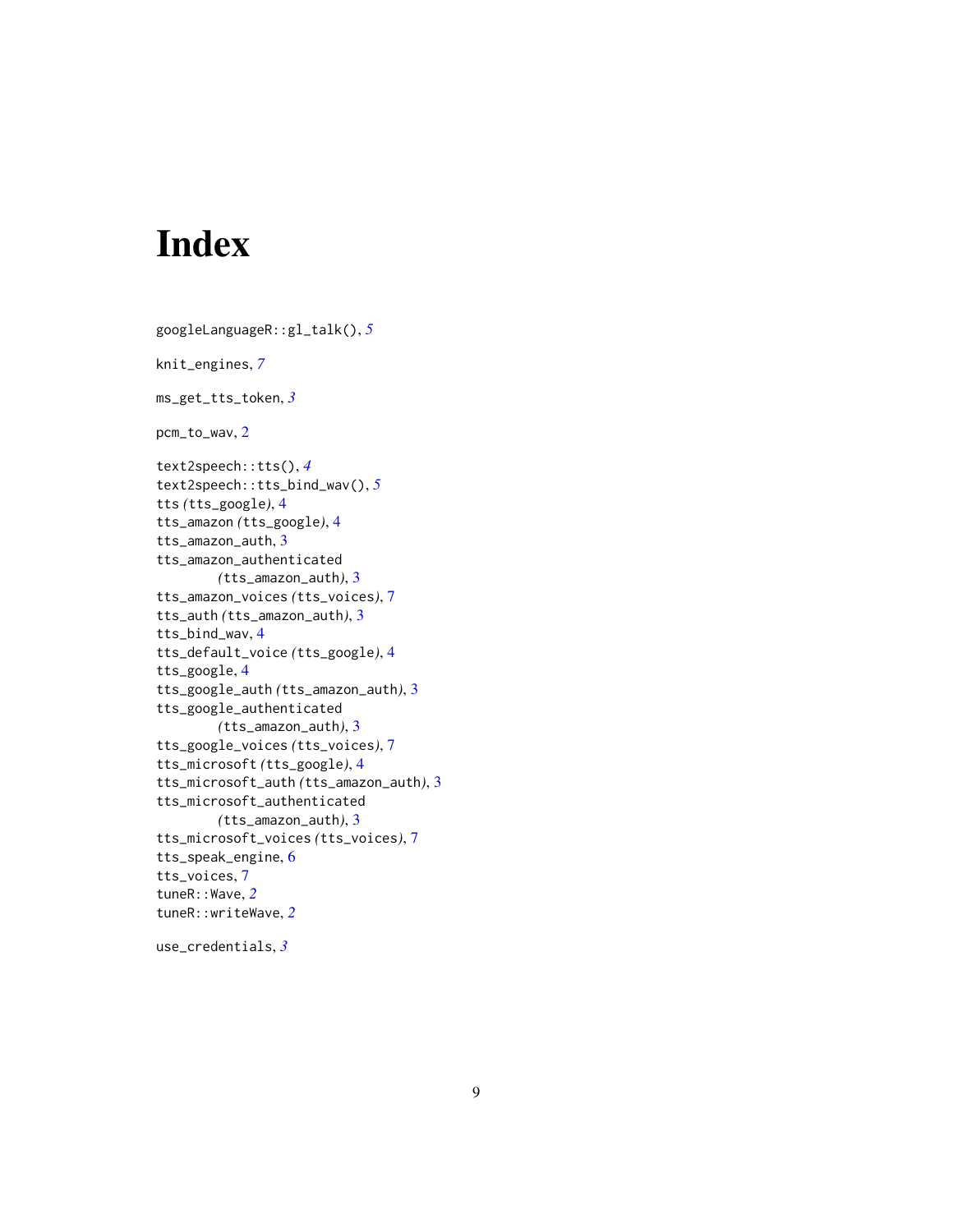# Index

googleLanguageR::gl_talk(), *5*

knit_engines, *7*

ms_get_tts_token, *3*

pcm_to_wav, 2

text2speech::tts(), *4*
text2speech::tts_bind_wav(), *5*
tts *(tts_google)*, 4
tts_amazon *(tts_google)*, 4
tts_amazon_auth, 3
tts_amazon_authenticated
        *(tts_amazon_auth)*, 3
tts_amazon_voices *(tts_voices)*, 7
tts_auth *(tts_amazon_auth)*, 3
tts_bind_wav, 4
tts_default_voice *(tts_google)*, 4
tts_google, 4
tts_google_auth *(tts_amazon_auth)*, 3
tts_google_authenticated
        *(tts_amazon_auth)*, 3
tts_google_voices *(tts_voices)*, 7
tts_microsoft *(tts_google)*, 4
tts_microsoft_auth *(tts_amazon_auth)*, 3
tts_microsoft_authenticated
        *(tts_amazon_auth)*, 3
tts_microsoft_voices *(tts_voices)*, 7
tts_speak_engine, 6
tts_voices, 7
tuneR::Wave, *2*
tuneR::writeWave, *2*

use_credentials, *3*